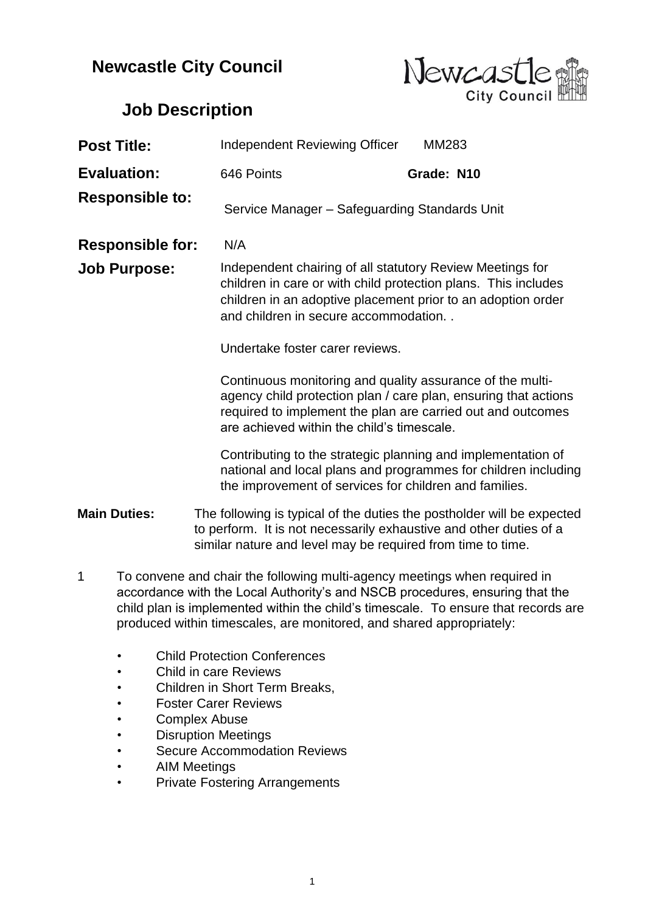# Newcastle City Council

## Job Description

| | | |
|---|---|---|
| **Post Title:** | Independent Reviewing Officer MM283 | |
| **Evaluation:** | 646 Points | **Grade: N10** |
| **Responsible to:** | Service Manager – Safeguarding Standards Unit | |
| **Responsible for:** | N/A | |

**Job Purpose:**

Independent chairing of all statutory Review Meetings for children in care or with child protection plans. This includes children in an adoptive placement prior to an adoption order and children in secure accommodation. .

Undertake foster carer reviews.

Continuous monitoring and quality assurance of the multi-agency child protection plan / care plan, ensuring that actions required to implement the plan are carried out and outcomes are achieved within the child's timescale.

Contributing to the strategic planning and implementation of national and local plans and programmes for children including the improvement of services for children and families.

**Main Duties:** The following is typical of the duties the postholder will be expected to perform. It is not necessarily exhaustive and other duties of a similar nature and level may be required from time to time.

1 To convene and chair the following multi-agency meetings when required in accordance with the Local Authority's and NSCB procedures, ensuring that the child plan is implemented within the child's timescale. To ensure that records are produced within timescales, are monitored, and shared appropriately:

- Child Protection Conferences
- Child in care Reviews
- Children in Short Term Breaks,
- Foster Carer Reviews
- Complex Abuse
- Disruption Meetings
- Secure Accommodation Reviews
- AIM Meetings
- Private Fostering Arrangements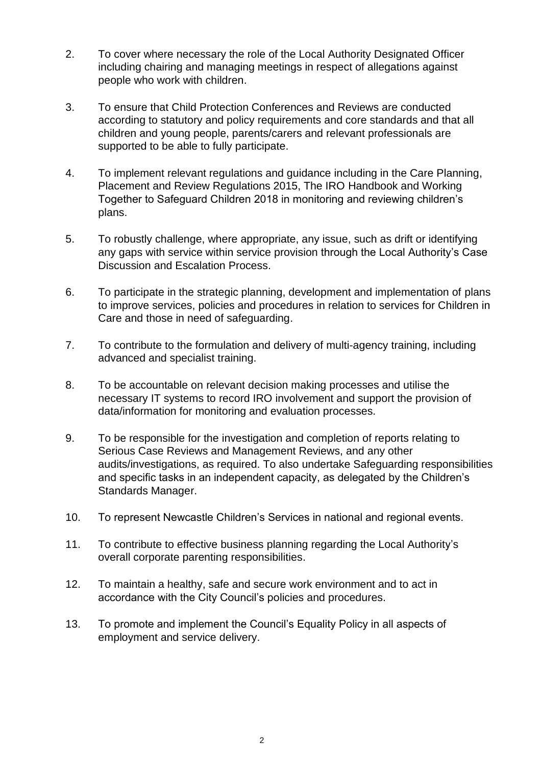2. To cover where necessary the role of the Local Authority Designated Officer including chairing and managing meetings in respect of allegations against people who work with children.

3. To ensure that Child Protection Conferences and Reviews are conducted according to statutory and policy requirements and core standards and that all children and young people, parents/carers and relevant professionals are supported to be able to fully participate.

4. To implement relevant regulations and guidance including in the Care Planning, Placement and Review Regulations 2015, The IRO Handbook and Working Together to Safeguard Children 2018 in monitoring and reviewing children's plans.

5. To robustly challenge, where appropriate, any issue, such as drift or identifying any gaps with service within service provision through the Local Authority's Case Discussion and Escalation Process.

6. To participate in the strategic planning, development and implementation of plans to improve services, policies and procedures in relation to services for Children in Care and those in need of safeguarding.

7. To contribute to the formulation and delivery of multi-agency training, including advanced and specialist training.

8. To be accountable on relevant decision making processes and utilise the necessary IT systems to record IRO involvement and support the provision of data/information for monitoring and evaluation processes.

9. To be responsible for the investigation and completion of reports relating to Serious Case Reviews and Management Reviews, and any other audits/investigations, as required. To also undertake Safeguarding responsibilities and specific tasks in an independent capacity, as delegated by the Children's Standards Manager.

10. To represent Newcastle Children's Services in national and regional events.

11. To contribute to effective business planning regarding the Local Authority's overall corporate parenting responsibilities.

12. To maintain a healthy, safe and secure work environment and to act in accordance with the City Council's policies and procedures.

13. To promote and implement the Council's Equality Policy in all aspects of employment and service delivery.